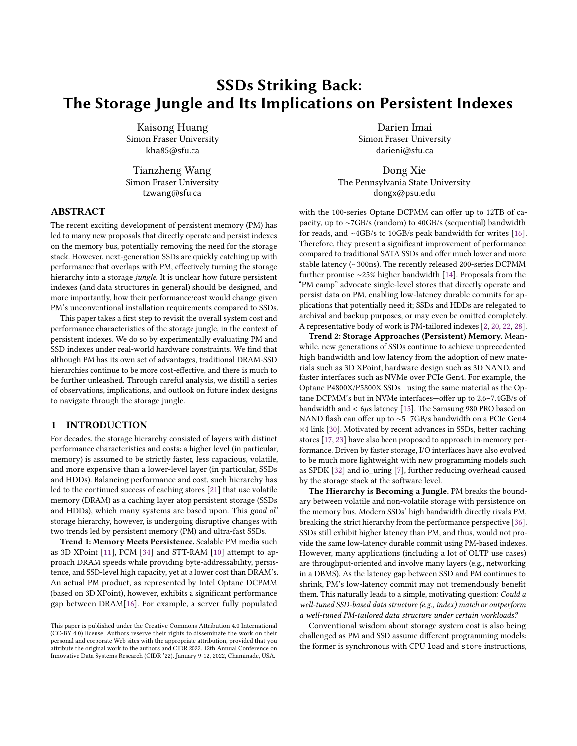# SSDs Striking Back: The Storage Jungle and Its Implications on Persistent Indexes

Kaisong Huang
Simon Fraser University
kha85@sfu.ca

Darien Imai
Simon Fraser University
darieni@sfu.ca

Tianzheng Wang
Simon Fraser University
tzwang@sfu.ca

Dong Xie
The Pennsylvania State University
dongx@psu.edu

## ABSTRACT

The recent exciting development of persistent memory (PM) has led to many new proposals that directly operate and persist indexes on the memory bus, potentially removing the need for the storage stack. However, next-generation SSDs are quickly catching up with performance that overlaps with PM, effectively turning the storage hierarchy into a storage *jungle*. It is unclear how future persistent indexes (and data structures in general) should be designed, and more importantly, how their performance/cost would change given PM's unconventional installation requirements compared to SSDs.

This paper takes a first step to revisit the overall system cost and performance characteristics of the storage jungle, in the context of persistent indexes. We do so by experimentally evaluating PM and SSD indexes under real-world hardware constraints. We find that although PM has its own set of advantages, traditional DRAM-SSD hierarchies continue to be more cost-effective, and there is much to be further unleashed. Through careful analysis, we distill a series of observations, implications, and outlook on future index designs to navigate through the storage jungle.

## 1 INTRODUCTION

For decades, the storage hierarchy consisted of layers with distinct performance characteristics and costs: a higher level (in particular, memory) is assumed to be strictly faster, less capacious, volatile, and more expensive than a lower-level layer (in particular, SSDs and HDDs). Balancing performance and cost, such hierarchy has led to the continued success of caching stores [21] that use volatile memory (DRAM) as a caching layer atop persistent storage (SSDs and HDDs), which many systems are based upon. This *good ol'* storage hierarchy, however, is undergoing disruptive changes with two trends led by persistent memory (PM) and ultra-fast SSDs.

**Trend 1: Memory Meets Persistence.** Scalable PM media such as 3D XPoint [11], PCM [34] and STT-RAM [10] attempt to approach DRAM speeds while providing byte-addressability, persistence, and SSD-level high capacity, yet at a lower cost than DRAM's. An actual PM product, as represented by Intel Optane DCPMM (based on 3D XPoint), however, exhibits a significant performance gap between DRAM[16]. For example, a server fully populated with the 100-series Optane DCPMM can offer up to 12TB of capacity, up to ~7GB/s (random) to 40GB/s (sequential) bandwidth for reads, and ~4GB/s to 10GB/s peak bandwidth for writes [16]. Therefore, they present a significant improvement of performance compared to traditional SATA SSDs and offer much lower and more stable latency (~300ns). The recently released 200-series DCPMM further promise ~25% higher bandwidth [14]. Proposals from the "PM camp" advocate single-level stores that directly operate and persist data on PM, enabling low-latency durable commits for applications that potentially need it; SSDs and HDDs are relegated to archival and backup purposes, or may even be omitted completely. A representative body of work is PM-tailored indexes [2, 20, 22, 28].

**Trend 2: Storage Approaches (Persistent) Memory.** Meanwhile, new generations of SSDs continue to achieve unprecedented high bandwidth and low latency from the adoption of new materials such as 3D XPoint, hardware design such as 3D NAND, and faster interfaces such as NVMe over PCIe Gen4. For example, the Optane P4800X/P5800X SSDs—using the same material as the Optane DCPMM's but in NVMe interfaces—offer up to 2.6–7.4GB/s of bandwidth and < 6$\mu$s latency [15]. The Samsung 980 PRO based on NAND flash can offer up to ~5–7GB/s bandwidth on a PCIe Gen4 ×4 link [30]. Motivated by recent advances in SSDs, better caching stores [17, 23] have also been proposed to approach in-memory performance. Driven by faster storage, I/O interfaces have also evolved to be much more lightweight with new programming models such as SPDK [32] and io_uring [7], further reducing overhead caused by the storage stack at the software level.

**The Hierarchy is Becoming a Jungle.** PM breaks the boundary between volatile and non-volatile storage with persistence on the memory bus. Modern SSDs' high bandwidth directly rivals PM, breaking the strict hierarchy from the performance perspective [36]. SSDs still exhibit higher latency than PM, and thus, would not provide the same low-latency durable commit using PM-based indexes. However, many applications (including a lot of OLTP use cases) are throughput-oriented and involve many layers (e.g., networking in a DBMS). As the latency gap between SSD and PM continues to shrink, PM's low-latency commit may not tremendously benefit them. This naturally leads to a simple, motivating question: *Could a well-tuned SSD-based data structure (e.g., index) match or outperform a well-tuned PM-tailored data structure under certain workloads?*

Conventional wisdom about storage system cost is also being challenged as PM and SSD assume different programming models: the former is synchronous with CPU `load` and `store` instructions,

This paper is published under the Creative Commons Attribution 4.0 International (CC-BY 4.0) license. Authors reserve their rights to disseminate the work on their personal and corporate Web sites with the appropriate attribution, provided that you attribute the original work to the authors and CIDR 2022. 12th Annual Conference on Innovative Data Systems Research (CIDR '22). January 9-12, 2022, Chaminade, USA.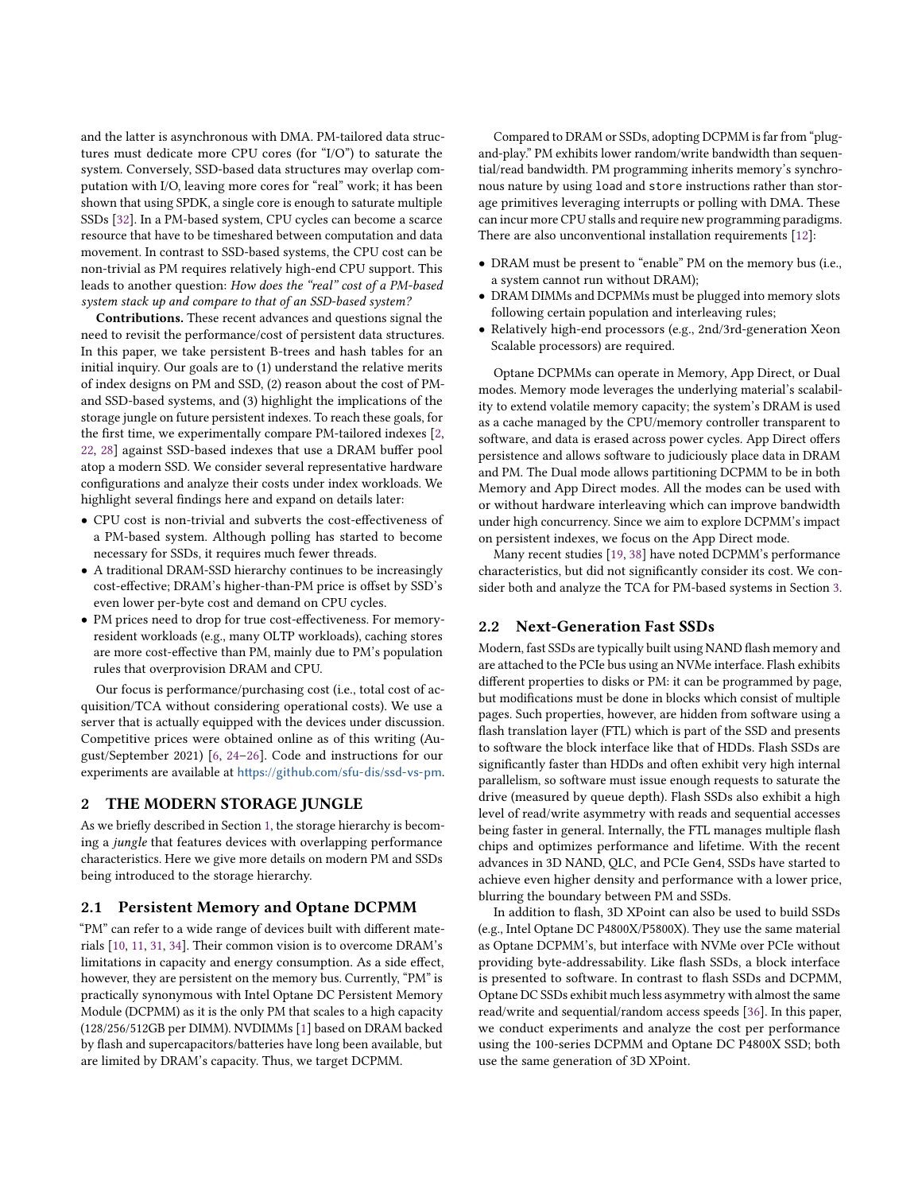and the latter is asynchronous with DMA. PM-tailored data structures must dedicate more CPU cores (for "I/O") to saturate the system. Conversely, SSD-based data structures may overlap computation with I/O, leaving more cores for "real" work; it has been shown that using SPDK, a single core is enough to saturate multiple SSDs [32]. In a PM-based system, CPU cycles can become a scarce resource that have to be timeshared between computation and data movement. In contrast to SSD-based systems, the CPU cost can be non-trivial as PM requires relatively high-end CPU support. This leads to another question: *How does the "real" cost of a PM-based system stack up and compare to that of an SSD-based system?*

**Contributions.** These recent advances and questions signal the need to revisit the performance/cost of persistent data structures. In this paper, we take persistent B-trees and hash tables for an initial inquiry. Our goals are to (1) understand the relative merits of index designs on PM and SSD, (2) reason about the cost of PM- and SSD-based systems, and (3) highlight the implications of the storage jungle on future persistent indexes. To reach these goals, for the first time, we experimentally compare PM-tailored indexes [2, 22, 28] against SSD-based indexes that use a DRAM buffer pool atop a modern SSD. We consider several representative hardware configurations and analyze their costs under index workloads. We highlight several findings here and expand on details later:

- CPU cost is non-trivial and subverts the cost-effectiveness of a PM-based system. Although polling has started to become necessary for SSDs, it requires much fewer threads.
- A traditional DRAM-SSD hierarchy continues to be increasingly cost-effective; DRAM's higher-than-PM price is offset by SSD's even lower per-byte cost and demand on CPU cycles.
- PM prices need to drop for true cost-effectiveness. For memory-resident workloads (e.g., many OLTP workloads), caching stores are more cost-effective than PM, mainly due to PM's population rules that overprovision DRAM and CPU.

Our focus is performance/purchasing cost (i.e., total cost of acquisition/TCA without considering operational costs). We use a server that is actually equipped with the devices under discussion. Competitive prices were obtained online as of this writing (August/September 2021) [6, 24–26]. Code and instructions for our experiments are available at https://github.com/sfu-dis/ssd-vs-pm.

## 2 THE MODERN STORAGE JUNGLE

As we briefly described in Section 1, the storage hierarchy is becoming a *jungle* that features devices with overlapping performance characteristics. Here we give more details on modern PM and SSDs being introduced to the storage hierarchy.

### 2.1 Persistent Memory and Optane DCPMM

"PM" can refer to a wide range of devices built with different materials [10, 11, 31, 34]. Their common vision is to overcome DRAM's limitations in capacity and energy consumption. As a side effect, however, they are persistent on the memory bus. Currently, "PM" is practically synonymous with Intel Optane DC Persistent Memory Module (DCPMM) as it is the only PM that scales to a high capacity (128/256/512GB per DIMM). NVDIMMs [1] based on DRAM backed by flash and supercapacitors/batteries have long been available, but are limited by DRAM's capacity. Thus, we target DCPMM.

Compared to DRAM or SSDs, adopting DCPMM is far from "plug-and-play." PM exhibits lower random/write bandwidth than sequential/read bandwidth. PM programming inherits memory's synchronous nature by using `load` and `store` instructions rather than storage primitives leveraging interrupts or polling with DMA. These can incur more CPU stalls and require new programming paradigms. There are also unconventional installation requirements [12]:

- DRAM must be present to "enable" PM on the memory bus (i.e., a system cannot run without DRAM);
- DRAM DIMMs and DCPMMs must be plugged into memory slots following certain population and interleaving rules;
- Relatively high-end processors (e.g., 2nd/3rd-generation Xeon Scalable processors) are required.

Optane DCPMMs can operate in Memory, App Direct, or Dual modes. Memory mode leverages the underlying material's scalability to extend volatile memory capacity; the system's DRAM is used as a cache managed by the CPU/memory controller transparent to software, and data is erased across power cycles. App Direct offers persistence and allows software to judiciously place data in DRAM and PM. The Dual mode allows partitioning DCPMM to be in both Memory and App Direct modes. All the modes can be used with or without hardware interleaving which can improve bandwidth under high concurrency. Since we aim to explore DCPMM's impact on persistent indexes, we focus on the App Direct mode.

Many recent studies [19, 38] have noted DCPMM's performance characteristics, but did not significantly consider its cost. We consider both and analyze the TCA for PM-based systems in Section 3.

### 2.2 Next-Generation Fast SSDs

Modern, fast SSDs are typically built using NAND flash memory and are attached to the PCIe bus using an NVMe interface. Flash exhibits different properties to disks or PM: it can be programmed by page, but modifications must be done in blocks which consist of multiple pages. Such properties, however, are hidden from software using a flash translation layer (FTL) which is part of the SSD and presents to software the block interface like that of HDDs. Flash SSDs are significantly faster than HDDs and often exhibit very high internal parallelism, so software must issue enough requests to saturate the drive (measured by queue depth). Flash SSDs also exhibit a high level of read/write asymmetry with reads and sequential accesses being faster in general. Internally, the FTL manages multiple flash chips and optimizes performance and lifetime. With the recent advances in 3D NAND, QLC, and PCIe Gen4, SSDs have started to achieve even higher density and performance with a lower price, blurring the boundary between PM and SSDs.

In addition to flash, 3D XPoint can also be used to build SSDs (e.g., Intel Optane DC P4800X/P5800X). They use the same material as Optane DCPMM's, but interface with NVMe over PCIe without providing byte-addressability. Like flash SSDs, a block interface is presented to software. In contrast to flash SSDs and DCPMM, Optane DC SSDs exhibit much less asymmetry with almost the same read/write and sequential/random access speeds [36]. In this paper, we conduct experiments and analyze the cost per performance using the 100-series DCPMM and Optane DC P4800X SSD; both use the same generation of 3D XPoint.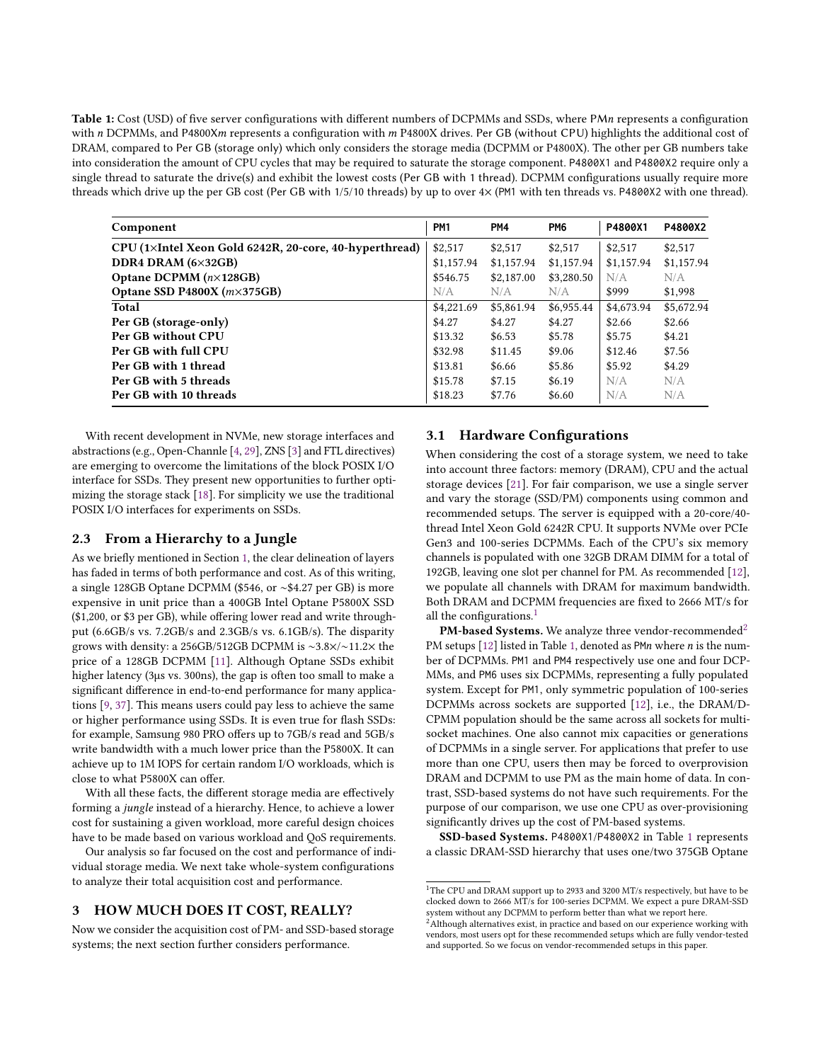**Table 1:** Cost (USD) of five server configurations with different numbers of DCPMMs and SSDs, where PM*n* represents a configuration with *n* DCPMMs, and P4800X*m* represents a configuration with *m* P4800X drives. Per GB (without CPU) highlights the additional cost of DRAM, compared to Per GB (storage only) which only considers the storage media (DCPMM or P4800X). The other per GB numbers take into consideration the amount of CPU cycles that may be required to saturate the storage component. P4800X1 and P4800X2 require only a single thread to saturate the drive(s) and exhibit the lowest costs (Per GB with 1 thread). DCPMM configurations usually require more threads which drive up the per GB cost (Per GB with 1/5/10 threads) by up to over 4× (PM1 with ten threads vs. P4800X2 with one thread).

| Component | PM1 | PM4 | PM6 | P4800X1 | P4800X2 |
|---|---|---|---|---|---|
| **CPU (1×Intel Xeon Gold 6242R, 20-core, 40-hyperthread)** | $2,517 | $2,517 | $2,517 | $2,517 | $2,517 |
| **DDR4 DRAM (6×32GB)** | $1,157.94 | $1,157.94 | $1,157.94 | $1,157.94 | $1,157.94 |
| **Optane DCPMM (*n*×128GB)** | $546.75 | $2,187.00 | $3,280.50 | N/A | N/A |
| **Optane SSD P4800X (*m*×375GB)** | N/A | N/A | N/A | $999 | $1,998 |
| **Total** | $4,221.69 | $5,861.94 | $6,955.44 | $4,673.94 | $5,672.94 |
| **Per GB (storage-only)** | $4.27 | $4.27 | $4.27 | $2.66 | $2.66 |
| **Per GB without CPU** | $13.32 | $6.53 | $5.78 | $5.75 | $4.21 |
| **Per GB with full CPU** | $32.98 | $11.45 | $9.06 | $12.46 | $7.56 |
| **Per GB with 1 thread** | $13.81 | $6.66 | $5.86 | $5.92 | $4.29 |
| **Per GB with 5 threads** | $15.78 | $7.15 | $6.19 | N/A | N/A |
| **Per GB with 10 threads** | $18.23 | $7.76 | $6.60 | N/A | N/A |

With recent development in NVMe, new storage interfaces and abstractions (e.g., Open-Channle [4, 29], ZNS [3] and FTL directives) are emerging to overcome the limitations of the block POSIX I/O interface for SSDs. They present new opportunities to further optimizing the storage stack [18]. For simplicity we use the traditional POSIX I/O interfaces for experiments on SSDs.

## 2.3 From a Hierarchy to a Jungle

As we briefly mentioned in Section 1, the clear delineation of layers has faded in terms of both performance and cost. As of this writing, a single 128GB Optane DCPMM ($546, or ~$4.27 per GB) is more expensive in unit price than a 400GB Intel Optane P5800X SSD ($1,200, or $3 per GB), while offering lower read and write throughput (6.6GB/s vs. 7.2GB/s and 2.3GB/s vs. 6.1GB/s). The disparity grows with density: a 256GB/512GB DCPMM is ~3.8×/~11.2× the price of a 128GB DCPMM [11]. Although Optane SSDs exhibit higher latency (3µs vs. 300ns), the gap is often too small to make a significant difference in end-to-end performance for many applications [9, 37]. This means users could pay less to achieve the same or higher performance using SSDs. It is even true for flash SSDs: for example, Samsung 980 PRO offers up to 7GB/s read and 5GB/s write bandwidth with a much lower price than the P5800X. It can achieve up to 1M IOPS for certain random I/O workloads, which is close to what P5800X can offer.

With all these facts, the different storage media are effectively forming a *jungle* instead of a hierarchy. Hence, to achieve a lower cost for sustaining a given workload, more careful design choices have to be made based on various workload and QoS requirements.

Our analysis so far focused on the cost and performance of individual storage media. We next take whole-system configurations to analyze their total acquisition cost and performance.

# 3 HOW MUCH DOES IT COST, REALLY?

Now we consider the acquisition cost of PM- and SSD-based storage systems; the next section further considers performance.

## 3.1 Hardware Configurations

When considering the cost of a storage system, we need to take into account three factors: memory (DRAM), CPU and the actual storage devices [21]. For fair comparison, we use a single server and vary the storage (SSD/PM) components using common and recommended setups. The server is equipped with a 20-core/40-thread Intel Xeon Gold 6242R CPU. It supports NVMe over PCIe Gen3 and 100-series DCPMMs. Each of the CPU's six memory channels is populated with one 32GB DRAM DIMM for a total of 192GB, leaving one slot per channel for PM. As recommended [12], we populate all channels with DRAM for maximum bandwidth. Both DRAM and DCPMM frequencies are fixed to 2666 MT/s for all the configurations.[1]

**PM-based Systems.** We analyze three vendor-recommended[2] PM setups [12] listed in Table 1, denoted as PM*n* where *n* is the number of DCPMMs. PM1 and PM4 respectively use one and four DCPMMs, and PM6 uses six DCPMMs, representing a fully populated system. Except for PM1, only symmetric population of 100-series DCPMMs across sockets are supported [12], i.e., the DRAM/DCPMM population should be the same across all sockets for multi-socket machines. One also cannot mix capacities or generations of DCPMMs in a single server. For applications that prefer to use more than one CPU, users then may be forced to overprovision DRAM and DCPMM to use PM as the main home of data. In contrast, SSD-based systems do not have such requirements. For the purpose of our comparison, we use one CPU as over-provisioning significantly drives up the cost of PM-based systems.

**SSD-based Systems.** P4800X1/P4800X2 in Table 1 represents a classic DRAM-SSD hierarchy that uses one/two 375GB Optane

[1] The CPU and DRAM support up to 2933 and 3200 MT/s respectively, but have to be clocked down to 2666 MT/s for 100-series DCPMM. We expect a pure DRAM-SSD system without any DCPMM to perform better than what we report here.

[2] Although alternatives exist, in practice and based on our experience working with vendors, most users opt for these recommended setups which are fully vendor-tested and supported. So we focus on vendor-recommended setups in this paper.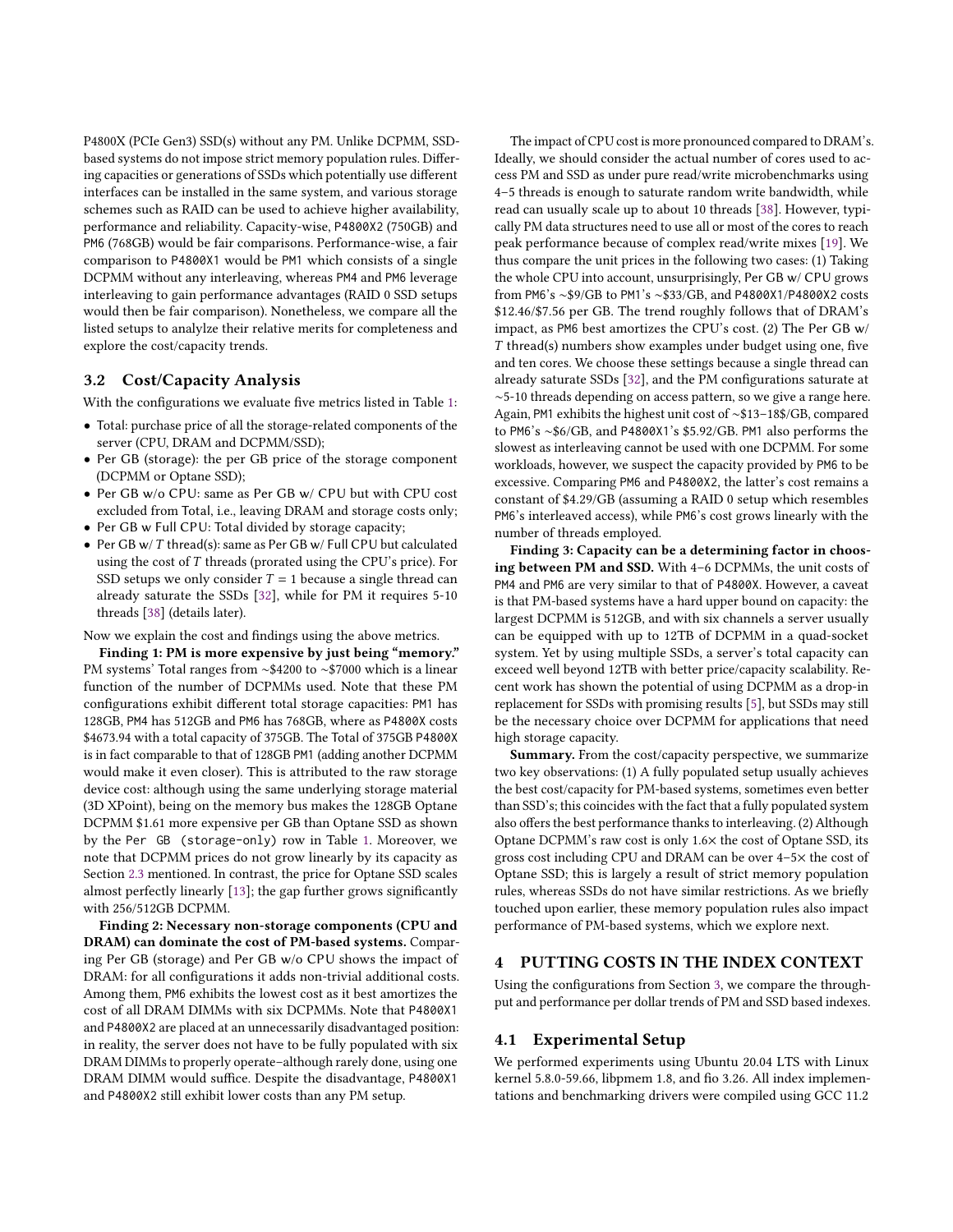P4800X (PCIe Gen3) SSD(s) without any PM. Unlike DCPMM, SSD-based systems do not impose strict memory population rules. Differing capacities or generations of SSDs which potentially use different interfaces can be installed in the same system, and various storage schemes such as RAID can be used to achieve higher availability, performance and reliability. Capacity-wise, P4800X2 (750GB) and PM6 (768GB) would be fair comparisons. Performance-wise, a fair comparison to P4800X1 would be PM1 which consists of a single DCPMM without any interleaving, whereas PM4 and PM6 leverage interleaving to gain performance advantages (RAID 0 SSD setups would then be fair comparison). Nonetheless, we compare all the listed setups to analylze their relative merits for completeness and explore the cost/capacity trends.

## 3.2 Cost/Capacity Analysis

With the configurations we evaluate five metrics listed in Table 1:

- Total: purchase price of all the storage-related components of the server (CPU, DRAM and DCPMM/SSD);
- Per GB (storage): the per GB price of the storage component (DCPMM or Optane SSD);
- Per GB w/o CPU: same as Per GB w/ CPU but with CPU cost excluded from Total, i.e., leaving DRAM and storage costs only;
- Per GB w Full CPU: Total divided by storage capacity;
- Per GB w/ $T$ thread(s): same as Per GB w/ Full CPU but calculated using the cost of $T$ threads (prorated using the CPU's price). For SSD setups we only consider $T = 1$ because a single thread can already saturate the SSDs [32], while for PM it requires 5-10 threads [38] (details later).

Now we explain the cost and findings using the above metrics.

**Finding 1: PM is more expensive by just being "memory."** PM systems' Total ranges from ~\$4200 to ~\$7000 which is a linear function of the number of DCPMMs used. Note that these PM configurations exhibit different total storage capacities: PM1 has 128GB, PM4 has 512GB and PM6 has 768GB, where as P4800X costs \$4673.94 with a total capacity of 375GB. The Total of 375GB P4800X is in fact comparable to that of 128GB PM1 (adding another DCPMM would make it even closer). This is attributed to the raw storage device cost: although using the same underlying storage material (3D XPoint), being on the memory bus makes the 128GB Optane DCPMM \$1.61 more expensive per GB than Optane SSD as shown by the `Per GB (storage-only)` row in Table 1. Moreover, we note that DCPMM prices do not grow linearly by its capacity as Section 2.3 mentioned. In contrast, the price for Optane SSD scales almost perfectly linearly [13]; the gap further grows significantly with 256/512GB DCPMM.

**Finding 2: Necessary non-storage components (CPU and DRAM) can dominate the cost of PM-based systems.** Comparing Per GB (storage) and Per GB w/o CPU shows the impact of DRAM: for all configurations it adds non-trivial additional costs. Among them, PM6 exhibits the lowest cost as it best amortizes the cost of all DRAM DIMMs with six DCPMMs. Note that P4800X1 and P4800X2 are placed at an unnecessarily disadvantaged position: in reality, the server does not have to be fully populated with six DRAM DIMMs to properly operate–although rarely done, using one DRAM DIMM would suffice. Despite the disadvantage, P4800X1 and P4800X2 still exhibit lower costs than any PM setup.

The impact of CPU cost is more pronounced compared to DRAM's. Ideally, we should consider the actual number of cores used to access PM and SSD as under pure read/write microbenchmarks using 4–5 threads is enough to saturate random write bandwidth, while read can usually scale up to about 10 threads [38]. However, typically PM data structures need to use all or most of the cores to reach peak performance because of complex read/write mixes [19]. We thus compare the unit prices in the following two cases: (1) Taking the whole CPU into account, unsurprisingly, Per GB w/ CPU grows from PM6's ~\$9/GB to PM1's ~\$33/GB, and P4800X1/P4800X2 costs \$12.46/\$7.56 per GB. The trend roughly follows that of DRAM's impact, as PM6 best amortizes the CPU's cost. (2) The Per GB w/ $T$ thread(s) numbers show examples under budget using one, five and ten cores. We choose these settings because a single thread can already saturate SSDs [32], and the PM configurations saturate at ~5-10 threads depending on access pattern, so we give a range here. Again, PM1 exhibits the highest unit cost of ~\$13–18\$/GB, compared to PM6's ~\$6/GB, and P4800X1's \$5.92/GB. PM1 also performs the slowest as interleaving cannot be used with one DCPMM. For some workloads, however, we suspect the capacity provided by PM6 to be excessive. Comparing PM6 and P4800X2, the latter's cost remains a constant of \$4.29/GB (assuming a RAID 0 setup which resembles PM6's interleaved access), while PM6's cost grows linearly with the number of threads employed.

**Finding 3: Capacity can be a determining factor in choosing between PM and SSD.** With 4–6 DCPMMs, the unit costs of PM4 and PM6 are very similar to that of P4800X. However, a caveat is that PM-based systems have a hard upper bound on capacity: the largest DCPMM is 512GB, and with six channels a server usually can be equipped with up to 12TB of DCPMM in a quad-socket system. Yet by using multiple SSDs, a server's total capacity can exceed well beyond 12TB with better price/capacity scalability. Recent work has shown the potential of using DCPMM as a drop-in replacement for SSDs with promising results [5], but SSDs may still be the necessary choice over DCPMM for applications that need high storage capacity.

**Summary.** From the cost/capacity perspective, we summarize two key observations: (1) A fully populated setup usually achieves the best cost/capacity for PM-based systems, sometimes even better than SSD's; this coincides with the fact that a fully populated system also offers the best performance thanks to interleaving. (2) Although Optane DCPMM's raw cost is only 1.6× the cost of Optane SSD, its gross cost including CPU and DRAM can be over 4–5× the cost of Optane SSD; this is largely a result of strict memory population rules, whereas SSDs do not have similar restrictions. As we briefly touched upon earlier, these memory population rules also impact performance of PM-based systems, which we explore next.

# 4 PUTTING COSTS IN THE INDEX CONTEXT

Using the configurations from Section 3, we compare the throughput and performance per dollar trends of PM and SSD based indexes.

## 4.1 Experimental Setup

We performed experiments using Ubuntu 20.04 LTS with Linux kernel 5.8.0-59.66, libpmem 1.8, and fio 3.26. All index implementations and benchmarking drivers were compiled using GCC 11.2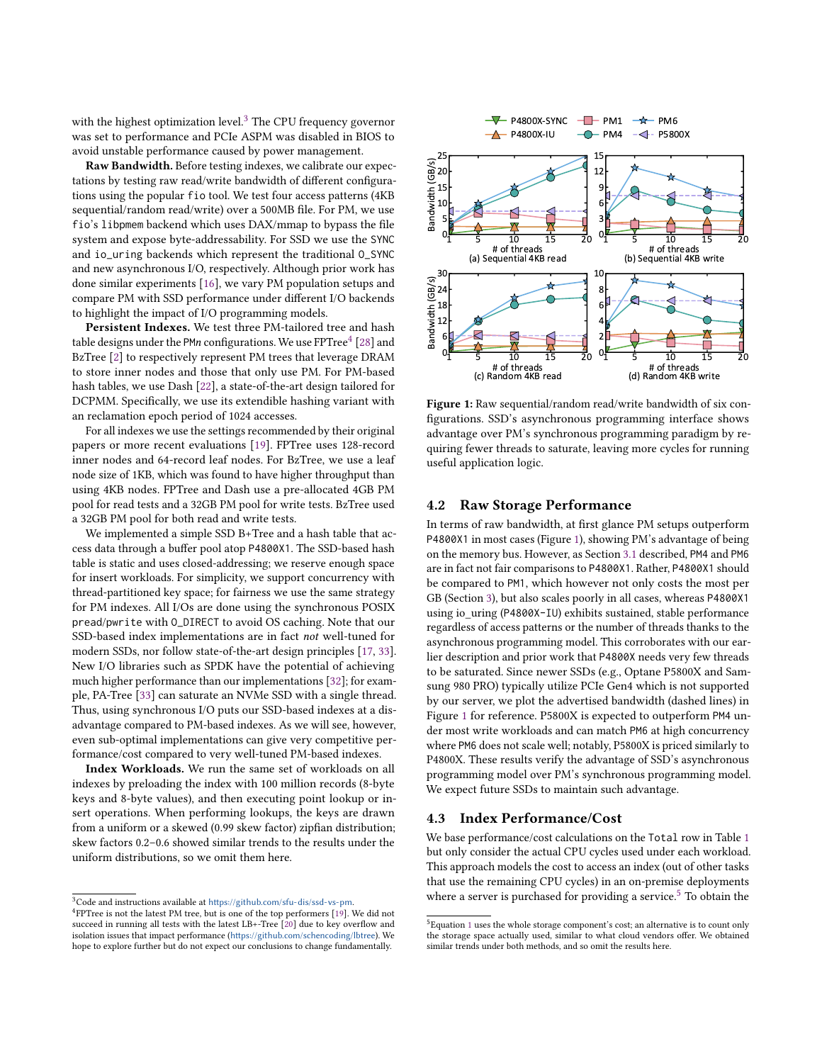with the highest optimization level.[3] The CPU frequency governor was set to performance and PCIe ASPM was disabled in BIOS to avoid unstable performance caused by power management.

**Raw Bandwidth.** Before testing indexes, we calibrate our expectations by testing raw read/write bandwidth of different configurations using the popular `fio` tool. We test four access patterns (4KB sequential/random read/write) over a 500MB file. For PM, we use `fio`'s `libpmem` backend which uses DAX/mmap to bypass the file system and expose byte-addressability. For SSD we use the `SYNC` and `io_uring` backends which represent the traditional `O_SYNC` and new asynchronous I/O, respectively. Although prior work has done similar experiments [16], we vary PM population setups and compare PM with SSD performance under different I/O backends to highlight the impact of I/O programming models.

**Persistent Indexes.** We test three PM-tailored tree and hash table designs under the PM*n* configurations. We use FPTree[4] [28] and BzTree [2] to respectively represent PM trees that leverage DRAM to store inner nodes and those that only use PM. For PM-based hash tables, we use Dash [22], a state-of-the-art design tailored for DCPMM. Specifically, we use its extendible hashing variant with an reclamation epoch period of 1024 accesses.

For all indexes we use the settings recommended by their original papers or more recent evaluations [19]. FPTree uses 128-record inner nodes and 64-record leaf nodes. For BzTree, we use a leaf node size of 1KB, which was found to have higher throughput than using 4KB nodes. FPTree and Dash use a pre-allocated 4GB PM pool for read tests and a 32GB PM pool for write tests. BzTree used a 32GB PM pool for both read and write tests.

We implemented a simple SSD B+Tree and a hash table that access data through a buffer pool atop `P4800X1`. The SSD-based hash table is static and uses closed-addressing; we reserve enough space for insert workloads. For simplicity, we support concurrency with thread-partitioned key space; for fairness we use the same strategy for PM indexes. All I/Os are done using the synchronous POSIX `pread`/`pwrite` with `O_DIRECT` to avoid OS caching. Note that our SSD-based index implementations are in fact *not* well-tuned for modern SSDs, nor follow state-of-the-art design principles [17, 33]. New I/O libraries such as SPDK have the potential of achieving much higher performance than our implementations [32]; for example, PA-Tree [33] can saturate an NVMe SSD with a single thread. Thus, using synchronous I/O puts our SSD-based indexes at a disadvantage compared to PM-based indexes. As we will see, however, even sub-optimal implementations can give very competitive performance/cost compared to very well-tuned PM-based indexes.

**Index Workloads.** We run the same set of workloads on all indexes by preloading the index with 100 million records (8-byte keys and 8-byte values), and then executing point lookup or insert operations. When performing lookups, the keys are drawn from a uniform or a skewed (0.99 skew factor) zipfian distribution; skew factors 0.2–0.6 showed similar trends to the results under the uniform distributions, so we omit them here.

[3] Code and instructions available at https://github.com/sfu-dis/ssd-vs-pm.

[4] FPTree is not the latest PM tree, but is one of the top performers [19]. We did not succeed in running all tests with the latest LB+-Tree [20] due to key overflow and isolation issues that impact performance (https://github.com/schencoding/lbtree). We hope to explore further but do not expect our conclusions to change fundamentally.

**Figure 1:** Raw sequential/random read/write bandwidth of six configurations. SSD's asynchronous programming interface shows advantage over PM's synchronous programming paradigm by requiring fewer threads to saturate, leaving more cycles for running useful application logic.

## 4.2 Raw Storage Performance

In terms of raw bandwidth, at first glance PM setups outperform `P4800X1` in most cases (Figure 1), showing PM's advantage of being on the memory bus. However, as Section 3.1 described, `PM4` and `PM6` are in fact not fair comparisons to `P4800X1`. Rather, `P4800X1` should be compared to `PM1`, which however not only costs the most per GB (Section 3), but also scales poorly in all cases, whereas `P4800X1` using io_uring (`P4800X-IU`) exhibits sustained, stable performance regardless of access patterns or the number of threads thanks to the asynchronous programming model. This corroborates with our earlier description and prior work that `P4800X` needs very few threads to be saturated. Since newer SSDs (e.g., Optane P5800X and Samsung 980 PRO) typically utilize PCIe Gen4 which is not supported by our server, we plot the advertised bandwidth (dashed lines) in Figure 1 for reference. P5800X is expected to outperform `PM4` under most write workloads and can match `PM6` at high concurrency where `PM6` does not scale well; notably, P5800X is priced similarly to P4800X. These results verify the advantage of SSD's asynchronous programming model over PM's synchronous programming model. We expect future SSDs to maintain such advantage.

## 4.3 Index Performance/Cost

We base performance/cost calculations on the `Total` row in Table 1 but only consider the actual CPU cycles used under each workload. This approach models the cost to access an index (out of other tasks that use the remaining CPU cycles) in an on-premise deployments where a server is purchased for providing a service.[5] To obtain the

[5] Equation 1 uses the whole storage component's cost; an alternative is to count only the storage space actually used, similar to what cloud vendors offer. We obtained similar trends under both methods, and so omit the results here.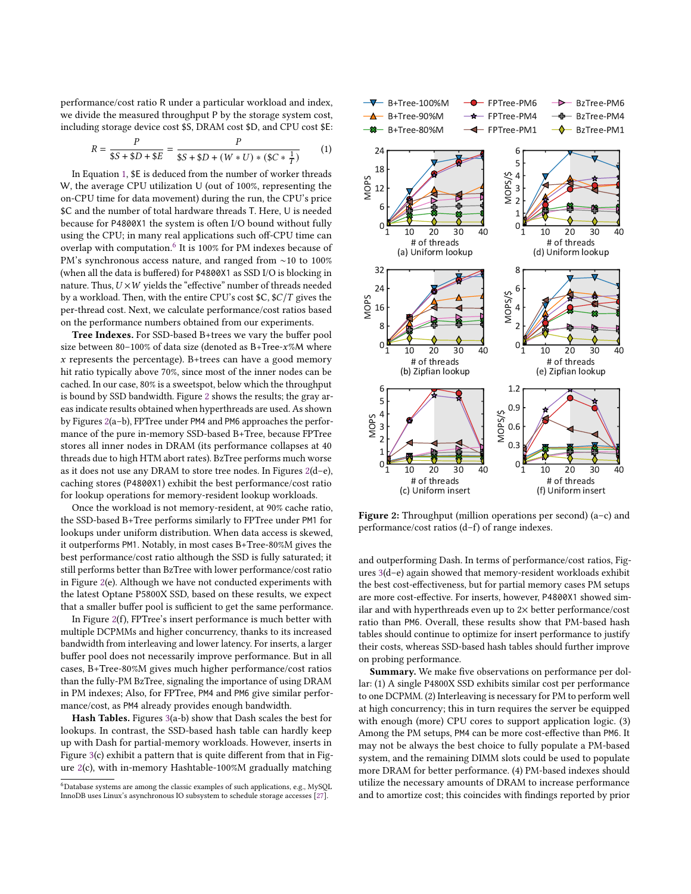performance/cost ratio R under a particular workload and index, we divide the measured throughput P by the storage system cost, including storage device cost \$S, DRAM cost \$D, and CPU cost \$E:

$$R = \frac{P}{\$S + \$D + \$E} = \frac{P}{\$S + \$D + (W * U) * (\$C * \frac{1}{T})} \quad (1)$$

In Equation 1, \$E is deduced from the number of worker threads W, the average CPU utilization U (out of 100%, representing the on-CPU time for data movement) during the run, the CPU's price \$C and the number of total hardware threads T. Here, U is needed because for P4800X1 the system is often I/O bound without fully using the CPU; in many real applications such off-CPU time can overlap with computation.[6] It is 100% for PM indexes because of PM's synchronous access nature, and ranged from ~10 to 100% (when all the data is buffered) for P4800X1 as SSD I/O is blocking in nature. Thus, $U \times W$ yields the "effective" number of threads needed by a workload. Then, with the entire CPU's cost \$C, $\$C/T$ gives the per-thread cost. Next, we calculate performance/cost ratios based on the performance numbers obtained from our experiments.

**Tree Indexes.** For SSD-based B+trees we vary the buffer pool size between 80–100% of data size (denoted as B+Tree-$x$%M where $x$ represents the percentage). B+trees can have a good memory hit ratio typically above 70%, since most of the inner nodes can be cached. In our case, 80% is a sweetspot, below which the throughput is bound by SSD bandwidth. Figure 2 shows the results; the gray areas indicate results obtained when hyperthreads are used. As shown by Figures 2(a–b), FPTree under PM4 and PM6 approaches the performance of the pure in-memory SSD-based B+Tree, because FPTree stores all inner nodes in DRAM (its performance collapses at 40 threads due to high HTM abort rates). BzTree performs much worse as it does not use any DRAM to store tree nodes. In Figures 2(d–e), caching stores (P4800X1) exhibit the best performance/cost ratio for lookup operations for memory-resident lookup workloads.

Once the workload is not memory-resident, at 90% cache ratio, the SSD-based B+Tree performs similarly to FPTree under PM1 for lookups under uniform distribution. When data access is skewed, it outperforms PM1. Notably, in most cases B+Tree-80%M gives the best performance/cost ratio although the SSD is fully saturated; it still performs better than BzTree with lower performance/cost ratio in Figure 2(e). Although we have not conducted experiments with the latest Optane P5800X SSD, based on these results, we expect that a smaller buffer pool is sufficient to get the same performance.

In Figure 2(f), FPTree's insert performance is much better with multiple DCPMMs and higher concurrency, thanks to its increased bandwidth from interleaving and lower latency. For inserts, a larger buffer pool does not necessarily improve performance. But in all cases, B+Tree-80%M gives much higher performance/cost ratios than the fully-PM BzTree, signaling the importance of using DRAM in PM indexes; Also, for FPTree, PM4 and PM6 give similar performance/cost, as PM4 already provides enough bandwidth.

**Hash Tables.** Figures 3(a-b) show that Dash scales the best for lookups. In contrast, the SSD-based hash table can hardly keep up with Dash for partial-memory workloads. However, inserts in Figure 3(c) exhibit a pattern that is quite different from that in Figure 2(c), with in-memory Hashtable-100%M gradually matching

[6] Database systems are among the classic examples of such applications, e.g., MySQL InnoDB uses Linux's asynchronous IO subsystem to schedule storage accesses [27].

**Figure 2:** Throughput (million operations per second) (a–c) and performance/cost ratios (d–f) of range indexes.

and outperforming Dash. In terms of performance/cost ratios, Figures 3(d–e) again showed that memory-resident workloads exhibit the best cost-effectiveness, but for partial memory cases PM setups are more cost-effective. For inserts, however, P4800X1 showed similar and with hyperthreads even up to 2× better performance/cost ratio than PM6. Overall, these results show that PM-based hash tables should continue to optimize for insert performance to justify their costs, whereas SSD-based hash tables should further improve on probing performance.

**Summary.** We make five observations on performance per dollar: (1) A single P4800X SSD exhibits similar cost per performance to one DCPMM. (2) Interleaving is necessary for PM to perform well at high concurrency; this in turn requires the server be equipped with enough (more) CPU cores to support application logic. (3) Among the PM setups, PM4 can be more cost-effective than PM6. It may not be always the best choice to fully populate a PM-based system, and the remaining DIMM slots could be used to populate more DRAM for better performance. (4) PM-based indexes should utilize the necessary amounts of DRAM to increase performance and to amortize cost; this coincides with findings reported by prior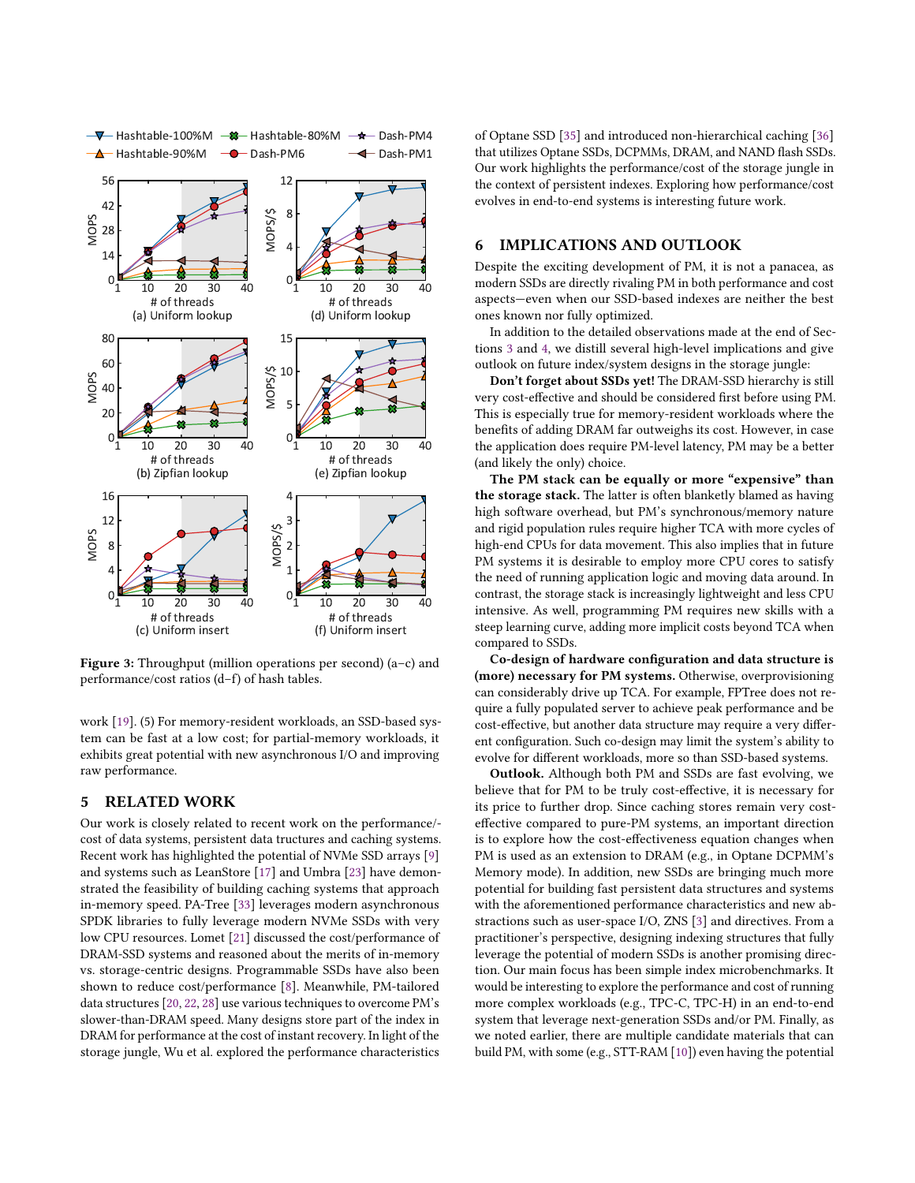Figure 3: Throughput (million operations per second) (a–c) and performance/cost ratios (d–f) of hash tables.

work [19]. (5) For memory-resident workloads, an SSD-based system can be fast at a low cost; for partial-memory workloads, it exhibits great potential with new asynchronous I/O and improving raw performance.

## 5 RELATED WORK

Our work is closely related to recent work on the performance/-cost of data systems, persistent data tructures and caching systems. Recent work has highlighted the potential of NVMe SSD arrays [9] and systems such as LeanStore [17] and Umbra [23] have demonstrated the feasibility of building caching systems that approach in-memory speed. PA-Tree [33] leverages modern asynchronous SPDK libraries to fully leverage modern NVMe SSDs with very low CPU resources. Lomet [21] discussed the cost/performance of DRAM-SSD systems and reasoned about the merits of in-memory vs. storage-centric designs. Programmable SSDs have also been shown to reduce cost/performance [8]. Meanwhile, PM-tailored data structures [20, 22, 28] use various techniques to overcome PM's slower-than-DRAM speed. Many designs store part of the index in DRAM for performance at the cost of instant recovery. In light of the storage jungle, Wu et al. explored the performance characteristics of Optane SSD [35] and introduced non-hierarchical caching [36] that utilizes Optane SSDs, DCPMMs, DRAM, and NAND flash SSDs. Our work highlights the performance/cost of the storage jungle in the context of persistent indexes. Exploring how performance/cost evolves in end-to-end systems is interesting future work.

## 6 IMPLICATIONS AND OUTLOOK

Despite the exciting development of PM, it is not a panacea, as modern SSDs are directly rivaling PM in both performance and cost aspects—even when our SSD-based indexes are neither the best ones known nor fully optimized.

In addition to the detailed observations made at the end of Sections 3 and 4, we distill several high-level implications and give outlook on future index/system designs in the storage jungle:

**Don't forget about SSDs yet!** The DRAM-SSD hierarchy is still very cost-effective and should be considered first before using PM. This is especially true for memory-resident workloads where the benefits of adding DRAM far outweighs its cost. However, in case the application does require PM-level latency, PM may be a better (and likely the only) choice.

**The PM stack can be equally or more "expensive" than the storage stack.** The latter is often blanketly blamed as having high software overhead, but PM's synchronous/memory nature and rigid population rules require higher TCA with more cycles of high-end CPUs for data movement. This also implies that in future PM systems it is desirable to employ more CPU cores to satisfy the need of running application logic and moving data around. In contrast, the storage stack is increasingly lightweight and less CPU intensive. As well, programming PM requires new skills with a steep learning curve, adding more implicit costs beyond TCA when compared to SSDs.

**Co-design of hardware configuration and data structure is (more) necessary for PM systems.** Otherwise, overprovisioning can considerably drive up TCA. For example, FPTree does not require a fully populated server to achieve peak performance and be cost-effective, but another data structure may require a very different configuration. Such co-design may limit the system's ability to evolve for different workloads, more so than SSD-based systems.

**Outlook.** Although both PM and SSDs are fast evolving, we believe that for PM to be truly cost-effective, it is necessary for its price to further drop. Since caching stores remain very cost-effective compared to pure-PM systems, an important direction is to explore how the cost-effectiveness equation changes when PM is used as an extension to DRAM (e.g., in Optane DCPMM's Memory mode). In addition, new SSDs are bringing much more potential for building fast persistent data structures and systems with the aforementioned performance characteristics and new abstractions such as user-space I/O, ZNS [3] and directives. From a practitioner's perspective, designing indexing structures that fully leverage the potential of modern SSDs is another promising direction. Our main focus has been simple index microbenchmarks. It would be interesting to explore the performance and cost of running more complex workloads (e.g., TPC-C, TPC-H) in an end-to-end system that leverage next-generation SSDs and/or PM. Finally, as we noted earlier, there are multiple candidate materials that can build PM, with some (e.g., STT-RAM [10]) even having the potential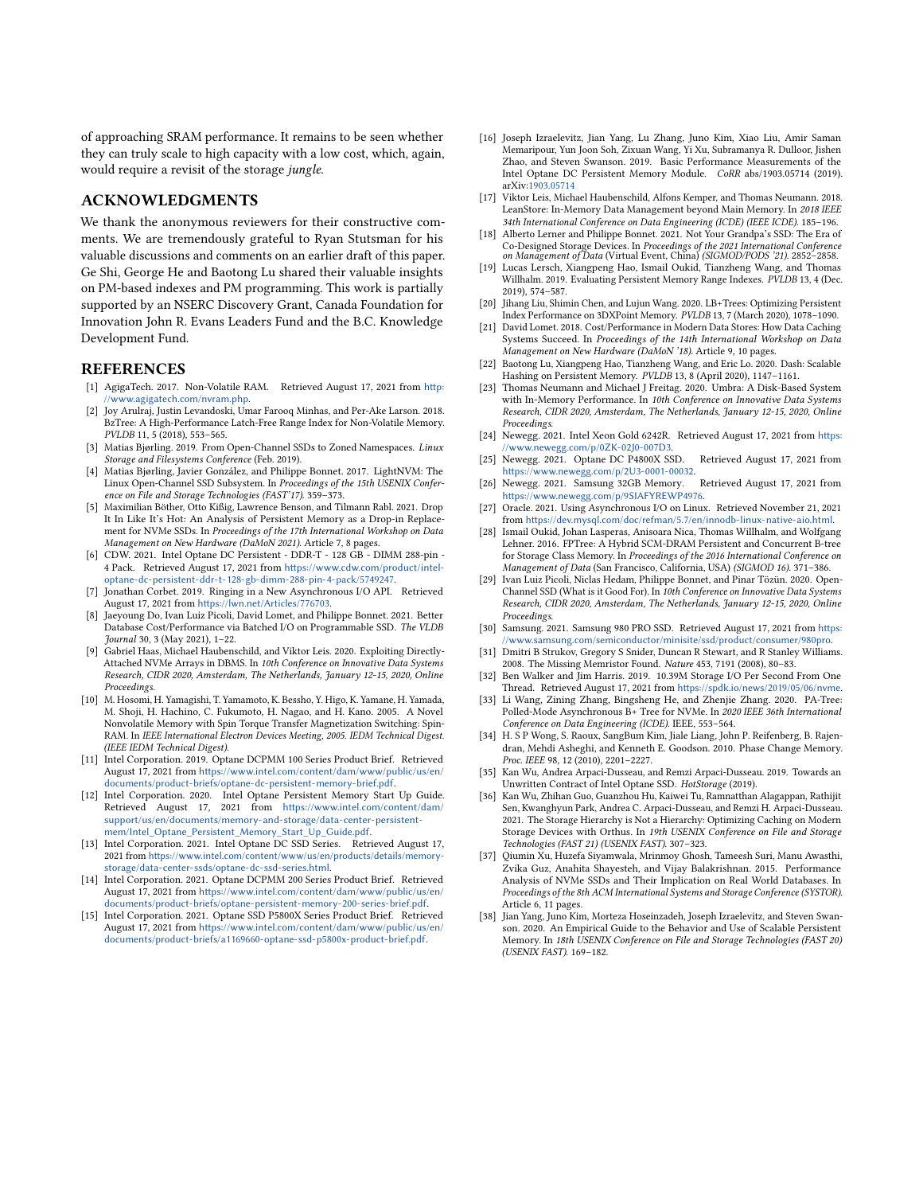of approaching SRAM performance. It remains to be seen whether they can truly scale to high capacity with a low cost, which, again, would require a revisit of the storage *jungle*.

## ACKNOWLEDGMENTS

We thank the anonymous reviewers for their constructive comments. We are tremendously grateful to Ryan Stutsman for his valuable discussions and comments on an earlier draft of this paper. Ge Shi, George He and Baotong Lu shared their valuable insights on PM-based indexes and PM programming. This work is partially supported by an NSERC Discovery Grant, Canada Foundation for Innovation John R. Evans Leaders Fund and the B.C. Knowledge Development Fund.

## REFERENCES

[1] AgigaTech. 2017. Non-Volatile RAM. Retrieved August 17, 2021 from http://www.agigatech.com/nvram.php.

[2] Joy Arulraj, Justin Levandoski, Umar Farooq Minhas, and Per-Ake Larson. 2018. BzTree: A High-Performance Latch-Free Range Index for Non-Volatile Memory. *PVLDB* 11, 5 (2018), 553–565.

[3] Matias Bjørling. 2019. From Open-Channel SSDs to Zoned Namespaces. *Linux Storage and Filesystems Conference* (Feb. 2019).

[4] Matias Bjørling, Javier González, and Philippe Bonnet. 2017. LightNVM: The Linux Open-Channel SSD Subsystem. In *Proceedings of the 15th USENIX Conference on File and Storage Technologies (FAST'17)*. 359–373.

[5] Maximilian Böther, Otto Kißig, Lawrence Benson, and Tilmann Rabl. 2021. Drop It In Like It's Hot: An Analysis of Persistent Memory as a Drop-in Replacement for NVMe SSDs. In *Proceedings of the 17th International Workshop on Data Management on New Hardware (DaMoN 2021)*. Article 7, 8 pages.

[6] CDW. 2021. Intel Optane DC Persistent - DDR-T - 128 GB - DIMM 288-pin - 4 Pack. Retrieved August 17, 2021 from https://www.cdw.com/product/intel-optane-dc-persistent-ddr-t-128-gb-dimm-288-pin-4-pack/5749247.

[7] Jonathan Corbet. 2019. Ringing in a New Asynchronous I/O API. Retrieved August 17, 2021 from https://lwn.net/Articles/776703.

[8] Jaeyoung Do, Ivan Luiz Picoli, David Lomet, and Philippe Bonnet. 2021. Better Database Cost/Performance via Batched I/O on Programmable SSD. *The VLDB Journal* 30, 3 (May 2021), 1–22.

[9] Gabriel Haas, Michael Haubenschild, and Viktor Leis. 2020. Exploiting Directly-Attached NVMe Arrays in DBMS. In *10th Conference on Innovative Data Systems Research, CIDR 2020, Amsterdam, The Netherlands, January 12-15, 2020, Online Proceedings*.

[10] M. Hosomi, H. Yamagishi, T. Yamamoto, K. Bessho, Y. Higo, K. Yamane, H. Yamada, M. Shoji, H. Hachino, C. Fukumoto, H. Nagao, and H. Kano. 2005. A Novel Nonvolatile Memory with Spin Torque Transfer Magnetization Switching: Spin-RAM. In *IEEE International Electron Devices Meeting, 2005. IEDM Technical Digest. (IEEE IEDM Technical Digest)*.

[11] Intel Corporation. 2019. Optane DCPMM 100 Series Product Brief. Retrieved August 17, 2021 from https://www.intel.com/content/dam/www/public/us/en/documents/product-briefs/optane-dc-persistent-memory-brief.pdf.

[12] Intel Corporation. 2020. Intel Optane Persistent Memory Start Up Guide. Retrieved August 17, 2021 from https://www.intel.com/content/dam/support/us/en/documents/memory-and-storage/data-center-persistent-mem/Intel_Optane_Persistent_Memory_Start_Up_Guide.pdf.

[13] Intel Corporation. 2021. Intel Optane DC SSD Series. Retrieved August 17, 2021 from https://www.intel.com/content/www/us/en/products/details/memory-storage/data-center-ssds/optane-dc-ssd-series.html.

[14] Intel Corporation. 2021. Optane DCPMM 200 Series Product Brief. Retrieved August 17, 2021 from https://www.intel.com/content/dam/www/public/us/en/documents/product-briefs/optane-persistent-memory-200-series-brief.pdf.

[15] Intel Corporation. 2021. Optane SSD P5800X Series Product Brief. Retrieved August 17, 2021 from https://www.intel.com/content/dam/www/public/us/en/documents/product-briefs/a1169660-optane-ssd-p5800x-product-brief.pdf.

[16] Joseph Izraelevitz, Jian Yang, Lu Zhang, Juno Kim, Xiao Liu, Amir Saman Memaripour, Yun Joon Soh, Zixuan Wang, Yi Xu, Subramanya R. Dulloor, Jishen Zhao, and Steven Swanson. 2019. Basic Performance Measurements of the Intel Optane DC Persistent Memory Module. *CoRR* abs/1903.05714 (2019). arXiv:1903.05714

[17] Viktor Leis, Michael Haubenschild, Alfons Kemper, and Thomas Neumann. 2018. LeanStore: In-Memory Data Management beyond Main Memory. In *2018 IEEE 34th International Conference on Data Engineering (ICDE) (IEEE ICDE)*. 185–196.

[18] Alberto Lerner and Philippe Bonnet. 2021. Not Your Grandpa's SSD: The Era of Co-Designed Storage Devices. In *Proceedings of the 2021 International Conference on Management of Data* (Virtual Event, China) *(SIGMOD/PODS '21)*. 2852–2858.

[19] Lucas Lersch, Xiangpeng Hao, Ismail Oukid, Tianzheng Wang, and Thomas Willhalm. 2019. Evaluating Persistent Memory Range Indexes. *PVLDB* 13, 4 (Dec. 2019), 574–587.

[20] Jihang Liu, Shimin Chen, and Lujun Wang. 2020. LB+Trees: Optimizing Persistent Index Performance on 3DXPoint Memory. *PVLDB* 13, 7 (March 2020), 1078–1090.

[21] David Lomet. 2018. Cost/Performance in Modern Data Stores: How Data Caching Systems Succeed. In *Proceedings of the 14th International Workshop on Data Management on New Hardware (DaMoN '18)*. Article 9, 10 pages.

[22] Baotong Lu, Xiangpeng Hao, Tianzheng Wang, and Eric Lo. 2020. Dash: Scalable Hashing on Persistent Memory. *PVLDB* 13, 8 (April 2020), 1147–1161.

[23] Thomas Neumann and Michael J Freitag. 2020. Umbra: A Disk-Based System with In-Memory Performance. In *10th Conference on Innovative Data Systems Research, CIDR 2020, Amsterdam, The Netherlands, January 12-15, 2020, Online Proceedings*.

[24] Newegg. 2021. Intel Xeon Gold 6242R. Retrieved August 17, 2021 from https://www.newegg.com/p/0ZK-02J0-007D3.

[25] Newegg. 2021. Optane DC P4800X SSD. Retrieved August 17, 2021 from https://www.newegg.com/p/2U3-0001-00032.

[26] Newegg. 2021. Samsung 32GB Memory. Retrieved August 17, 2021 from https://www.newegg.com/p/9SIAFYREWP4976.

[27] Oracle. 2021. Using Asynchronous I/O on Linux. Retrieved November 21, 2021 from https://dev.mysql.com/doc/refman/5.7/en/innodb-linux-native-aio.html.

[28] Ismail Oukid, Johan Lasperas, Anisoara Nica, Thomas Willhalm, and Wolfgang Lehner. 2016. FPTree: A Hybrid SCM-DRAM Persistent and Concurrent B-tree for Storage Class Memory. In *Proceedings of the 2016 International Conference on Management of Data* (San Francisco, California, USA) *(SIGMOD 16)*. 371–386.

[29] Ivan Luiz Picoli, Niclas Hedam, Philippe Bonnet, and Pinar Tözün. 2020. Open-Channel SSD (What is it Good For). In *10th Conference on Innovative Data Systems Research, CIDR 2020, Amsterdam, The Netherlands, January 12-15, 2020, Online Proceedings*.

[30] Samsung. 2021. Samsung 980 PRO SSD. Retrieved August 17, 2021 from https://www.samsung.com/semiconductor/minisite/ssd/product/consumer/980pro.

[31] Dmitri B Strukov, Gregory S Snider, Duncan R Stewart, and R Stanley Williams. 2008. The Missing Memristor Found. *Nature* 453, 7191 (2008), 80–83.

[32] Ben Walker and Jim Harris. 2019. 10.39M Storage I/O Per Second From One Thread. Retrieved August 17, 2021 from https://spdk.io/news/2019/05/06/nvme.

[33] Li Wang, Zining Zhang, Bingsheng He, and Zhenjie Zhang. 2020. PA-Tree: Polled-Mode Asynchronous B+ Tree for NVMe. In *2020 IEEE 36th International Conference on Data Engineering (ICDE)*. IEEE, 553–564.

[34] H. S P Wong, S. Raoux, SangBum Kim, Jiale Liang, John P. Reifenberg, B. Rajendran, Mehdi Asheghi, and Kenneth E. Goodson. 2010. Phase Change Memory. *Proc. IEEE* 98, 12 (2010), 2201–2227.

[35] Kan Wu, Andrea Arpaci-Dusseau, and Remzi Arpaci-Dusseau. 2019. Towards an Unwritten Contract of Intel Optane SSD. *HotStorage* (2019).

[36] Kan Wu, Zhihan Guo, Guanzhou Hu, Kaiwei Tu, Ramnatthan Alagappan, Rathijit Sen, Kwanghyun Park, Andrea C. Arpaci-Dusseau, and Remzi H. Arpaci-Dusseau. 2021. The Storage Hierarchy is Not a Hierarchy: Optimizing Caching on Modern Storage Devices with Orthus. In *19th USENIX Conference on File and Storage Technologies (FAST 21) (USENIX FAST)*. 307–323.

[37] Qiumin Xu, Huzefa Siyamwala, Mrinmoy Ghosh, Tameesh Suri, Manu Awasthi, Zvika Guz, Anahita Shayesteh, and Vijay Balakrishnan. 2015. Performance Analysis of NVMe SSDs and Their Implication on Real World Databases. In *Proceedings of the 8th ACM International Systems and Storage Conference (SYSTOR)*. Article 6, 11 pages.

[38] Jian Yang, Juno Kim, Morteza Hoseinzadeh, Joseph Izraelevitz, and Steven Swanson. 2020. An Empirical Guide to the Behavior and Use of Scalable Persistent Memory. In *18th USENIX Conference on File and Storage Technologies (FAST 20) (USENIX FAST)*. 169–182.